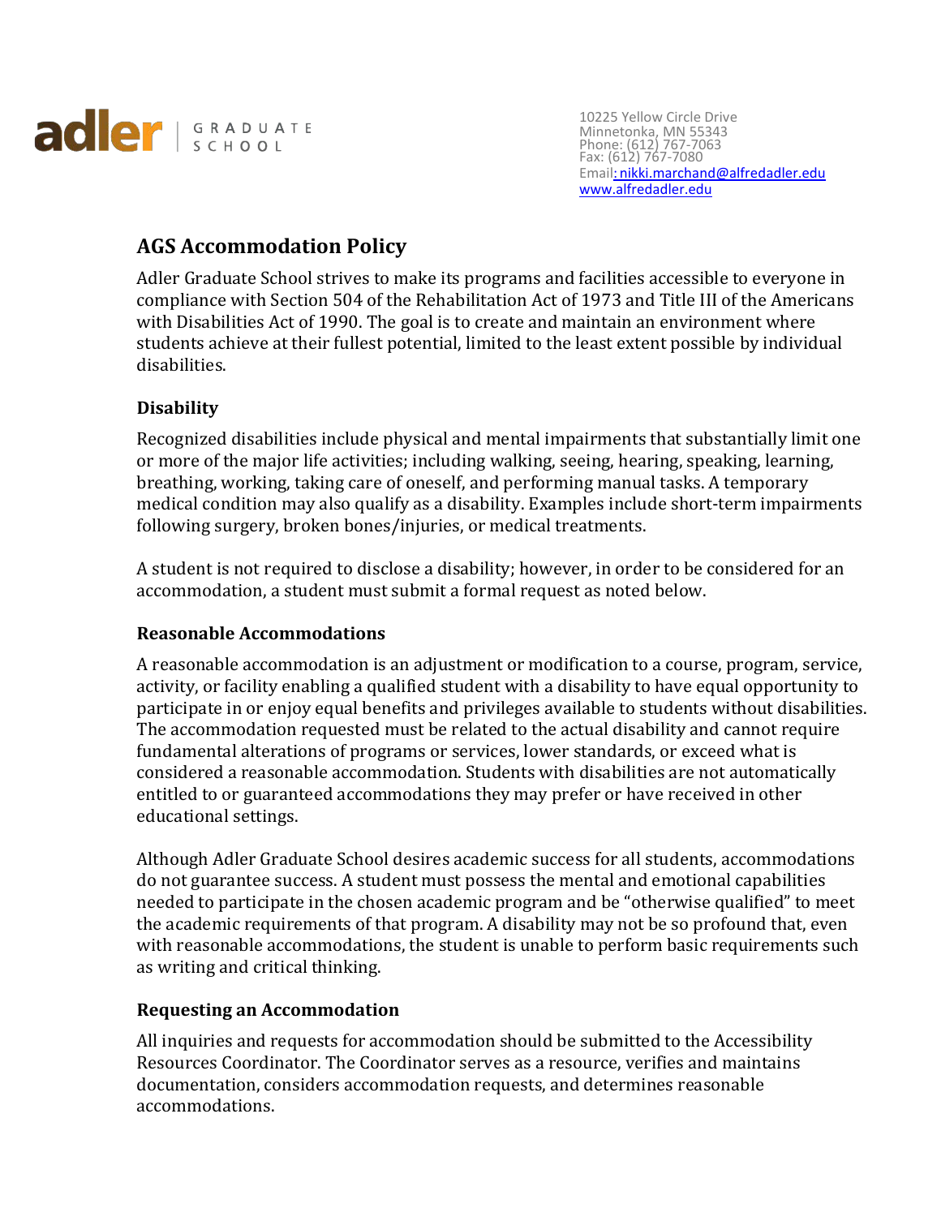adler | GRADUATE SCHOOL

10225 Yellow Circle Drive
Minnetonka, MN 55343
Phone: (612) 767-7063
Fax: (612) 767-7080
Email: nikki.marchand@alfredadler.edu
www.alfredadler.edu

## AGS Accommodation Policy

Adler Graduate School strives to make its programs and facilities accessible to everyone in compliance with Section 504 of the Rehabilitation Act of 1973 and Title III of the Americans with Disabilities Act of 1990. The goal is to create and maintain an environment where students achieve at their fullest potential, limited to the least extent possible by individual disabilities.

### Disability

Recognized disabilities include physical and mental impairments that substantially limit one or more of the major life activities; including walking, seeing, hearing, speaking, learning, breathing, working, taking care of oneself, and performing manual tasks. A temporary medical condition may also qualify as a disability. Examples include short-term impairments following surgery, broken bones/injuries, or medical treatments.

A student is not required to disclose a disability; however, in order to be considered for an accommodation, a student must submit a formal request as noted below.

### Reasonable Accommodations

A reasonable accommodation is an adjustment or modification to a course, program, service, activity, or facility enabling a qualified student with a disability to have equal opportunity to participate in or enjoy equal benefits and privileges available to students without disabilities. The accommodation requested must be related to the actual disability and cannot require fundamental alterations of programs or services, lower standards, or exceed what is considered a reasonable accommodation. Students with disabilities are not automatically entitled to or guaranteed accommodations they may prefer or have received in other educational settings.

Although Adler Graduate School desires academic success for all students, accommodations do not guarantee success. A student must possess the mental and emotional capabilities needed to participate in the chosen academic program and be "otherwise qualified" to meet the academic requirements of that program. A disability may not be so profound that, even with reasonable accommodations, the student is unable to perform basic requirements such as writing and critical thinking.

### Requesting an Accommodation

All inquiries and requests for accommodation should be submitted to the Accessibility Resources Coordinator. The Coordinator serves as a resource, verifies and maintains documentation, considers accommodation requests, and determines reasonable accommodations.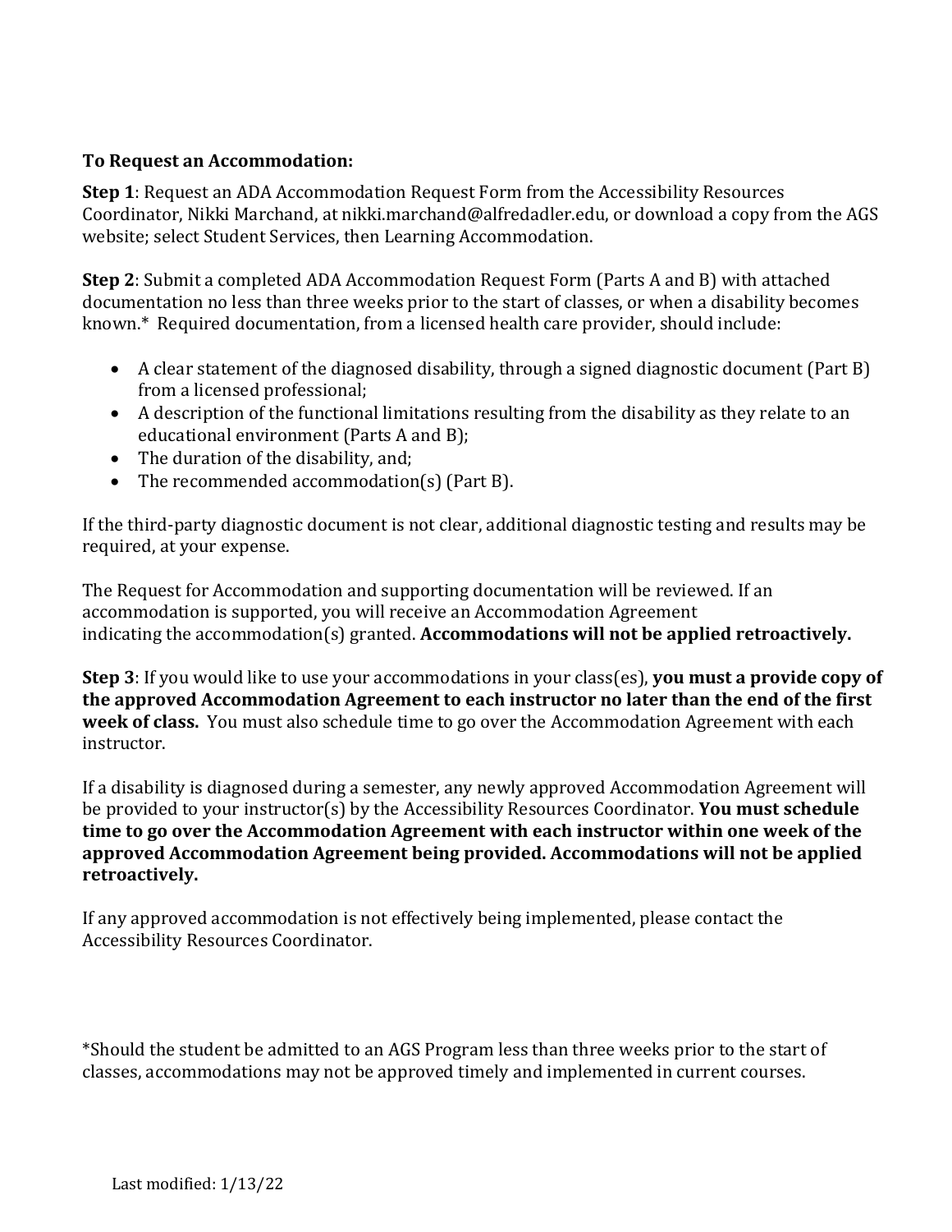**To Request an Accommodation:**

**Step 1**: Request an ADA Accommodation Request Form from the Accessibility Resources Coordinator, Nikki Marchand, at nikki.marchand@alfredadler.edu, or download a copy from the AGS website; select Student Services, then Learning Accommodation.

**Step 2**: Submit a completed ADA Accommodation Request Form (Parts A and B) with attached documentation no less than three weeks prior to the start of classes, or when a disability becomes known.* Required documentation, from a licensed health care provider, should include:

- A clear statement of the diagnosed disability, through a signed diagnostic document (Part B) from a licensed professional;
- A description of the functional limitations resulting from the disability as they relate to an educational environment (Parts A and B);
- The duration of the disability, and;
- The recommended accommodation(s) (Part B).

If the third-party diagnostic document is not clear, additional diagnostic testing and results may be required, at your expense.

The Request for Accommodation and supporting documentation will be reviewed. If an accommodation is supported, you will receive an Accommodation Agreement indicating the accommodation(s) granted. **Accommodations will not be applied retroactively.**

**Step 3**: If you would like to use your accommodations in your class(es), **you must a provide copy of the approved Accommodation Agreement to each instructor no later than the end of the first week of class.** You must also schedule time to go over the Accommodation Agreement with each instructor.

If a disability is diagnosed during a semester, any newly approved Accommodation Agreement will be provided to your instructor(s) by the Accessibility Resources Coordinator. **You must schedule time to go over the Accommodation Agreement with each instructor within one week of the approved Accommodation Agreement being provided. Accommodations will not be applied retroactively.**

If any approved accommodation is not effectively being implemented, please contact the Accessibility Resources Coordinator.

*Should the student be admitted to an AGS Program less than three weeks prior to the start of classes, accommodations may not be approved timely and implemented in current courses.

Last modified: 1/13/22